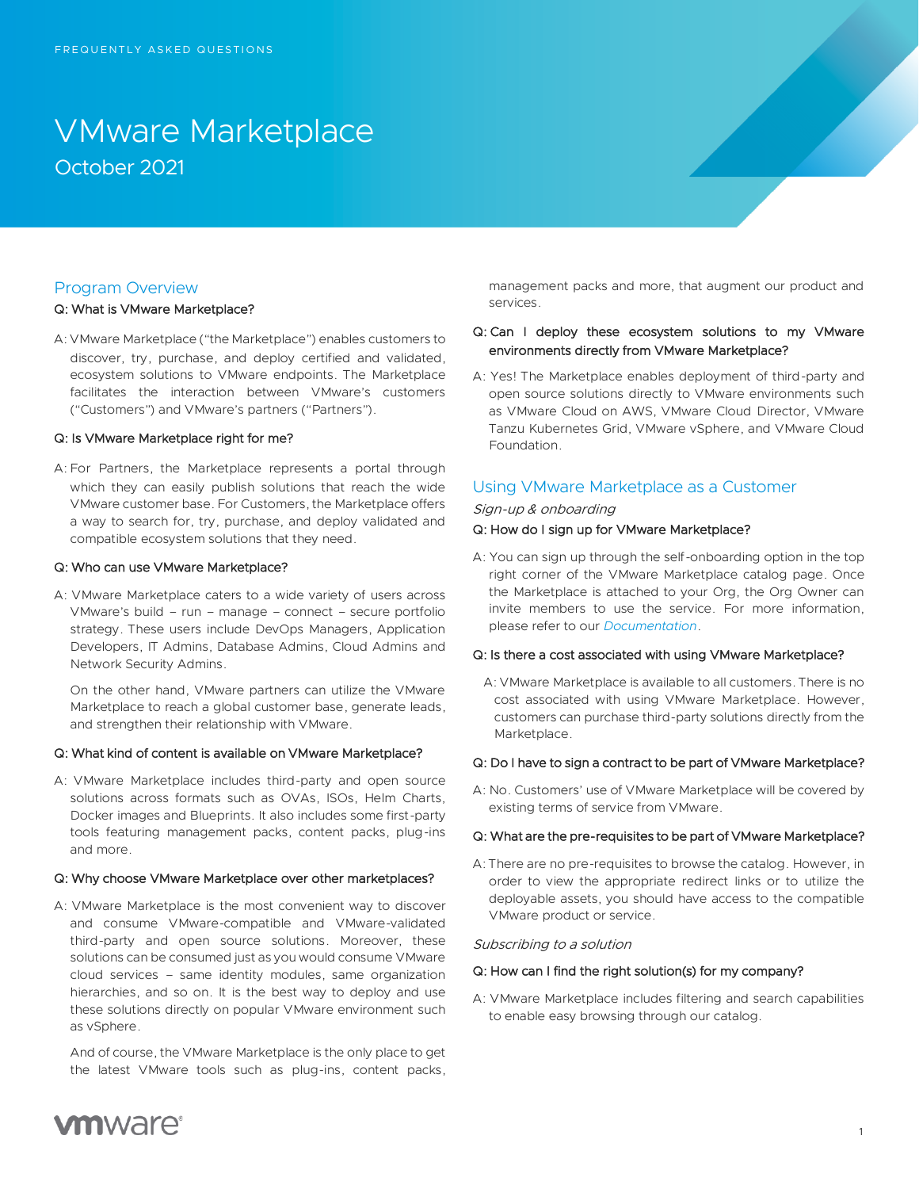FREQUENTLY ASKED QUESTIONS

# VMware Marketplace

October 2021

## Program Overview

**Q: What is VMware Marketplace?**

A: VMware Marketplace ("the Marketplace") enables customers to discover, try, purchase, and deploy certified and validated, ecosystem solutions to VMware endpoints. The Marketplace facilitates the interaction between VMware's customers ("Customers") and VMware's partners ("Partners").

**Q: Is VMware Marketplace right for me?**

A: For Partners, the Marketplace represents a portal through which they can easily publish solutions that reach the wide VMware customer base. For Customers, the Marketplace offers a way to search for, try, purchase, and deploy validated and compatible ecosystem solutions that they need.

**Q: Who can use VMware Marketplace?**

A: VMware Marketplace caters to a wide variety of users across VMware's build – run – manage – connect – secure portfolio strategy. These users include DevOps Managers, Application Developers, IT Admins, Database Admins, Cloud Admins and Network Security Admins.

On the other hand, VMware partners can utilize the VMware Marketplace to reach a global customer base, generate leads, and strengthen their relationship with VMware.

**Q: What kind of content is available on VMware Marketplace?**

A: VMware Marketplace includes third-party and open source solutions across formats such as OVAs, ISOs, Helm Charts, Docker images and Blueprints. It also includes some first-party tools featuring management packs, content packs, plug-ins and more.

**Q: Why choose VMware Marketplace over other marketplaces?**

A: VMware Marketplace is the most convenient way to discover and consume VMware-compatible and VMware-validated third-party and open source solutions. Moreover, these solutions can be consumed just as you would consume VMware cloud services – same identity modules, same organization hierarchies, and so on. It is the best way to deploy and use these solutions directly on popular VMware environment such as vSphere.

And of course, the VMware Marketplace is the only place to get the latest VMware tools such as plug-ins, content packs, management packs and more, that augment our product and services.

**Q: Can I deploy these ecosystem solutions to my VMware environments directly from VMware Marketplace?**

A: Yes! The Marketplace enables deployment of third-party and open source solutions directly to VMware environments such as VMware Cloud on AWS, VMware Cloud Director, VMware Tanzu Kubernetes Grid, VMware vSphere, and VMware Cloud Foundation.

## Using VMware Marketplace as a Customer

### *Sign-up & onboarding*

**Q: How do I sign up for VMware Marketplace?**

A: You can sign up through the self-onboarding option in the top right corner of the VMware Marketplace catalog page. Once the Marketplace is attached to your Org, the Org Owner can invite members to use the service. For more information, please refer to our *Documentation*.

**Q: Is there a cost associated with using VMware Marketplace?**

A: VMware Marketplace is available to all customers. There is no cost associated with using VMware Marketplace. However, customers can purchase third-party solutions directly from the Marketplace.

**Q: Do I have to sign a contract to be part of VMware Marketplace?**

A: No. Customers' use of VMware Marketplace will be covered by existing terms of service from VMware.

**Q: What are the pre-requisites to be part of VMware Marketplace?**

A: There are no pre-requisites to browse the catalog. However, in order to view the appropriate redirect links or to utilize the deployable assets, you should have access to the compatible VMware product or service.

### *Subscribing to a solution*

**Q: How can I find the right solution(s) for my company?**

A: VMware Marketplace includes filtering and search capabilities to enable easy browsing through our catalog.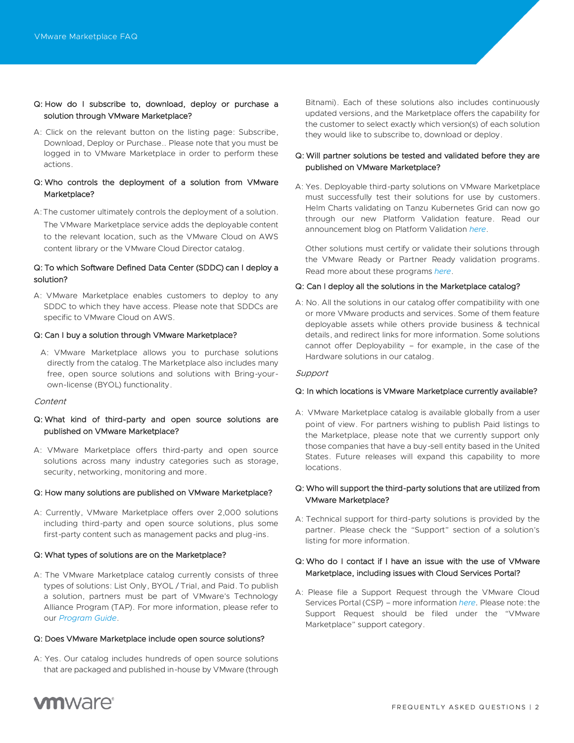**Q: How do I subscribe to, download, deploy or purchase a solution through VMware Marketplace?**

A: Click on the relevant button on the listing page: Subscribe, Download, Deploy or Purchase.. Please note that you must be logged in to VMware Marketplace in order to perform these actions.

**Q: Who controls the deployment of a solution from VMware Marketplace?**

A: The customer ultimately controls the deployment of a solution. The VMware Marketplace service adds the deployable content to the relevant location, such as the VMware Cloud on AWS content library or the VMware Cloud Director catalog.

**Q: To which Software Defined Data Center (SDDC) can I deploy a solution?**

A: VMware Marketplace enables customers to deploy to any SDDC to which they have access. Please note that SDDCs are specific to VMware Cloud on AWS.

**Q: Can I buy a solution through VMware Marketplace?**

A: VMware Marketplace allows you to purchase solutions directly from the catalog. The Marketplace also includes many free, open source solutions and solutions with Bring-your-own-license (BYOL) functionality.

*Content*

**Q: What kind of third-party and open source solutions are published on VMware Marketplace?**

A: VMware Marketplace offers third-party and open source solutions across many industry categories such as storage, security, networking, monitoring and more.

**Q: How many solutions are published on VMware Marketplace?**

A: Currently, VMware Marketplace offers over 2,000 solutions including third-party and open source solutions, plus some first-party content such as management packs and plug-ins.

**Q: What types of solutions are on the Marketplace?**

A: The VMware Marketplace catalog currently consists of three types of solutions: List Only, BYOL / Trial, and Paid. To publish a solution, partners must be part of VMware's Technology Alliance Program (TAP). For more information, please refer to our *Program Guide*.

**Q: Does VMware Marketplace include open source solutions?**

A: Yes. Our catalog includes hundreds of open source solutions that are packaged and published in-house by VMware (through Bitnami). Each of these solutions also includes continuously updated versions, and the Marketplace offers the capability for the customer to select exactly which version(s) of each solution they would like to subscribe to, download or deploy.

**Q: Will partner solutions be tested and validated before they are published on VMware Marketplace?**

A: Yes. Deployable third-party solutions on VMware Marketplace must successfully test their solutions for use by customers. Helm Charts validating on Tanzu Kubernetes Grid can now go through our new Platform Validation feature. Read our announcement blog on Platform Validation *here*.

Other solutions must certify or validate their solutions through the VMware Ready or Partner Ready validation programs. Read more about these programs *here*.

**Q: Can I deploy all the solutions in the Marketplace catalog?**

A: No. All the solutions in our catalog offer compatibility with one or more VMware products and services. Some of them feature deployable assets while others provide business & technical details, and redirect links for more information. Some solutions cannot offer Deployability – for example, in the case of the Hardware solutions in our catalog.

*Support*

**Q: In which locations is VMware Marketplace currently available?**

A: VMware Marketplace catalog is available globally from a user point of view. For partners wishing to publish Paid listings to the Marketplace, please note that we currently support only those companies that have a buy-sell entity based in the United States. Future releases will expand this capability to more locations.

**Q: Who will support the third-party solutions that are utilized from VMware Marketplace?**

A: Technical support for third-party solutions is provided by the partner. Please check the "Support" section of a solution's listing for more information.

**Q: Who do I contact if I have an issue with the use of VMware Marketplace, including issues with Cloud Services Portal?**

A: Please file a Support Request through the VMware Cloud Services Portal (CSP) – more information *here*. Please note: the Support Request should be filed under the "VMware Marketplace" support category.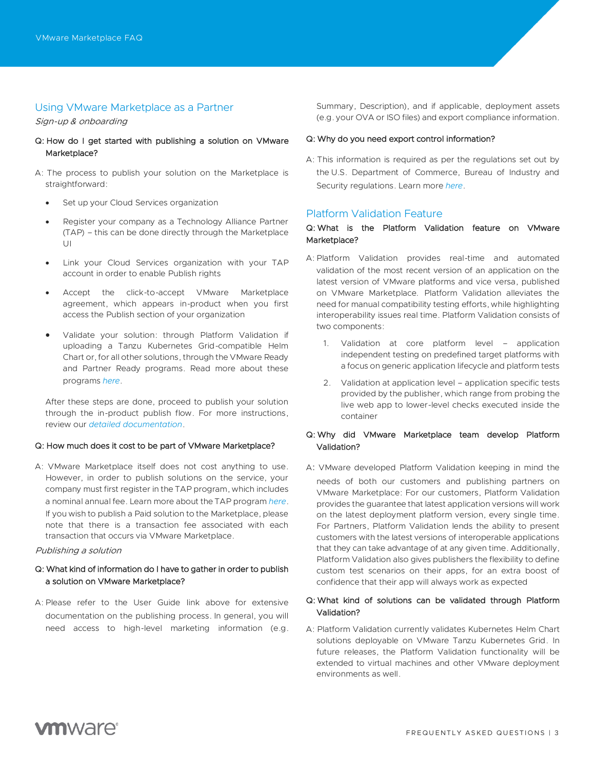## Using VMware Marketplace as a Partner

*Sign-up & onboarding*

**Q: How do I get started with publishing a solution on VMware Marketplace?**

A: The process to publish your solution on the Marketplace is straightforward:

- Set up your Cloud Services organization
- Register your company as a Technology Alliance Partner (TAP) – this can be done directly through the Marketplace UI
- Link your Cloud Services organization with your TAP account in order to enable Publish rights
- Accept the click-to-accept VMware Marketplace agreement, which appears in-product when you first access the Publish section of your organization
- Validate your solution: through Platform Validation if uploading a Tanzu Kubernetes Grid-compatible Helm Chart or, for all other solutions, through the VMware Ready and Partner Ready programs. Read more about these programs *here*.

After these steps are done, proceed to publish your solution through the in-product publish flow. For more instructions, review our *detailed documentation*.

**Q: How much does it cost to be part of VMware Marketplace?**

A: VMware Marketplace itself does not cost anything to use. However, in order to publish solutions on the service, your company must first register in the TAP program, which includes a nominal annual fee. Learn more about the TAP program *here*. If you wish to publish a Paid solution to the Marketplace, please note that there is a transaction fee associated with each transaction that occurs via VMware Marketplace.

*Publishing a solution*

**Q: What kind of information do I have to gather in order to publish a solution on VMware Marketplace?**

A: Please refer to the User Guide link above for extensive documentation on the publishing process. In general, you will need access to high-level marketing information (e.g. Summary, Description), and if applicable, deployment assets (e.g. your OVA or ISO files) and export compliance information.

**Q: Why do you need export control information?**

A: This information is required as per the regulations set out by the U.S. Department of Commerce, Bureau of Industry and Security regulations. Learn more *here*.

## Platform Validation Feature

**Q: What is the Platform Validation feature on VMware Marketplace?**

A: Platform Validation provides real-time and automated validation of the most recent version of an application on the latest version of VMware platforms and vice versa, published on VMware Marketplace. Platform Validation alleviates the need for manual compatibility testing efforts, while highlighting interoperability issues real time. Platform Validation consists of two components:

1. Validation at core platform level – application independent testing on predefined target platforms with a focus on generic application lifecycle and platform tests
2. Validation at application level – application specific tests provided by the publisher, which range from probing the live web app to lower-level checks executed inside the container

**Q: Why did VMware Marketplace team develop Platform Validation?**

A: VMware developed Platform Validation keeping in mind the needs of both our customers and publishing partners on VMware Marketplace: For our customers, Platform Validation provides the guarantee that latest application versions will work on the latest deployment platform version, every single time. For Partners, Platform Validation lends the ability to present customers with the latest versions of interoperable applications that they can take advantage of at any given time. Additionally, Platform Validation also gives publishers the flexibility to define custom test scenarios on their apps, for an extra boost of confidence that their app will always work as expected

**Q: What kind of solutions can be validated through Platform Validation?**

A: Platform Validation currently validates Kubernetes Helm Chart solutions deployable on VMware Tanzu Kubernetes Grid. In future releases, the Platform Validation functionality will be extended to virtual machines and other VMware deployment environments as well.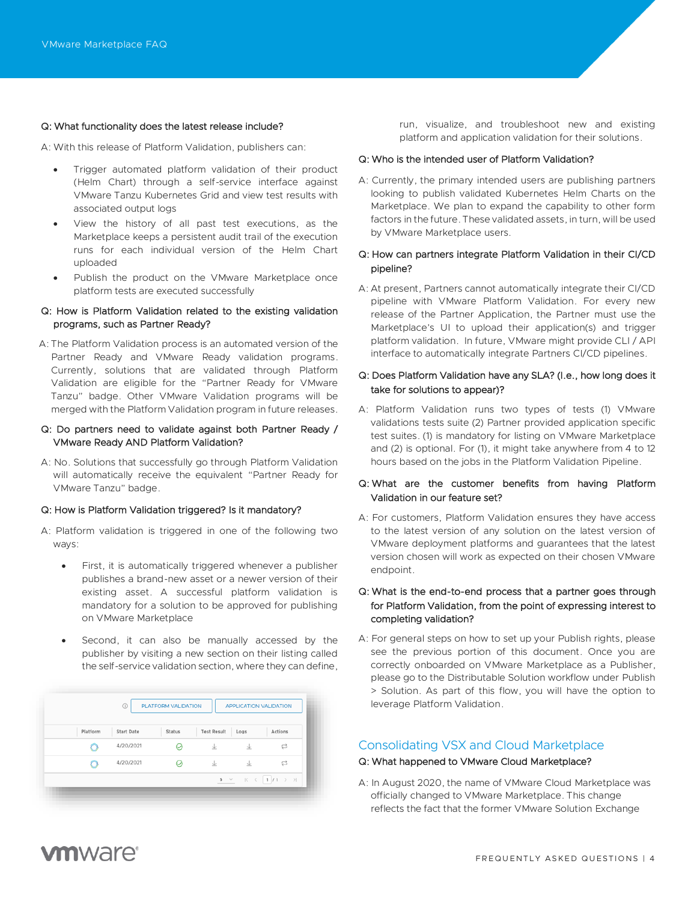**Q: What functionality does the latest release include?**

A: With this release of Platform Validation, publishers can:

- Trigger automated platform validation of their product (Helm Chart) through a self-service interface against VMware Tanzu Kubernetes Grid and view test results with associated output logs
- View the history of all past test executions, as the Marketplace keeps a persistent audit trail of the execution runs for each individual version of the Helm Chart uploaded
- Publish the product on the VMware Marketplace once platform tests are executed successfully

**Q: How is Platform Validation related to the existing validation programs, such as Partner Ready?**

A: The Platform Validation process is an automated version of the Partner Ready and VMware Ready validation programs. Currently, solutions that are validated through Platform Validation are eligible for the "Partner Ready for VMware Tanzu" badge. Other VMware Validation programs will be merged with the Platform Validation program in future releases.

**Q: Do partners need to validate against both Partner Ready / VMware Ready AND Platform Validation?**

A: No. Solutions that successfully go through Platform Validation will automatically receive the equivalent "Partner Ready for VMware Tanzu" badge.

**Q: How is Platform Validation triggered? Is it mandatory?**

A: Platform validation is triggered in one of the following two ways:

- First, it is automatically triggered whenever a publisher publishes a brand-new asset or a newer version of their existing asset. A successful platform validation is mandatory for a solution to be approved for publishing on VMware Marketplace
- Second, it can also be manually accessed by the publisher by visiting a new section on their listing called the self-service validation section, where they can define, run, visualize, and troubleshoot new and existing platform and application validation for their solutions.

| Platform | Start Date | Status | Test Result | Logs | Actions |
|---|---|---|---|---|---|
| | 4/20/2021 | | | | |
| | 4/20/2021 | | | | |

**Q: Who is the intended user of Platform Validation?**

A: Currently, the primary intended users are publishing partners looking to publish validated Kubernetes Helm Charts on the Marketplace. We plan to expand the capability to other form factors in the future. These validated assets, in turn, will be used by VMware Marketplace users.

**Q: How can partners integrate Platform Validation in their CI/CD pipeline?**

A: At present, Partners cannot automatically integrate their CI/CD pipeline with VMware Platform Validation. For every new release of the Partner Application, the Partner must use the Marketplace's UI to upload their application(s) and trigger platform validation. In future, VMware might provide CLI / API interface to automatically integrate Partners CI/CD pipelines.

**Q: Does Platform Validation have any SLA? (I.e., how long does it take for solutions to appear)?**

A: Platform Validation runs two types of tests (1) VMware validations tests suite (2) Partner provided application specific test suites. (1) is mandatory for listing on VMware Marketplace and (2) is optional. For (1), it might take anywhere from 4 to 12 hours based on the jobs in the Platform Validation Pipeline.

**Q: What are the customer benefits from having Platform Validation in our feature set?**

A: For customers, Platform Validation ensures they have access to the latest version of any solution on the latest version of VMware deployment platforms and guarantees that the latest version chosen will work as expected on their chosen VMware endpoint.

**Q: What is the end-to-end process that a partner goes through for Platform Validation, from the point of expressing interest to completing validation?**

A: For general steps on how to set up your Publish rights, please see the previous portion of this document. Once you are correctly onboarded on VMware Marketplace as a Publisher, please go to the Distributable Solution workflow under Publish > Solution. As part of this flow, you will have the option to leverage Platform Validation.

## Consolidating VSX and Cloud Marketplace

**Q: What happened to VMware Cloud Marketplace?**

A: In August 2020, the name of VMware Cloud Marketplace was officially changed to VMware Marketplace. This change reflects the fact that the former VMware Solution Exchange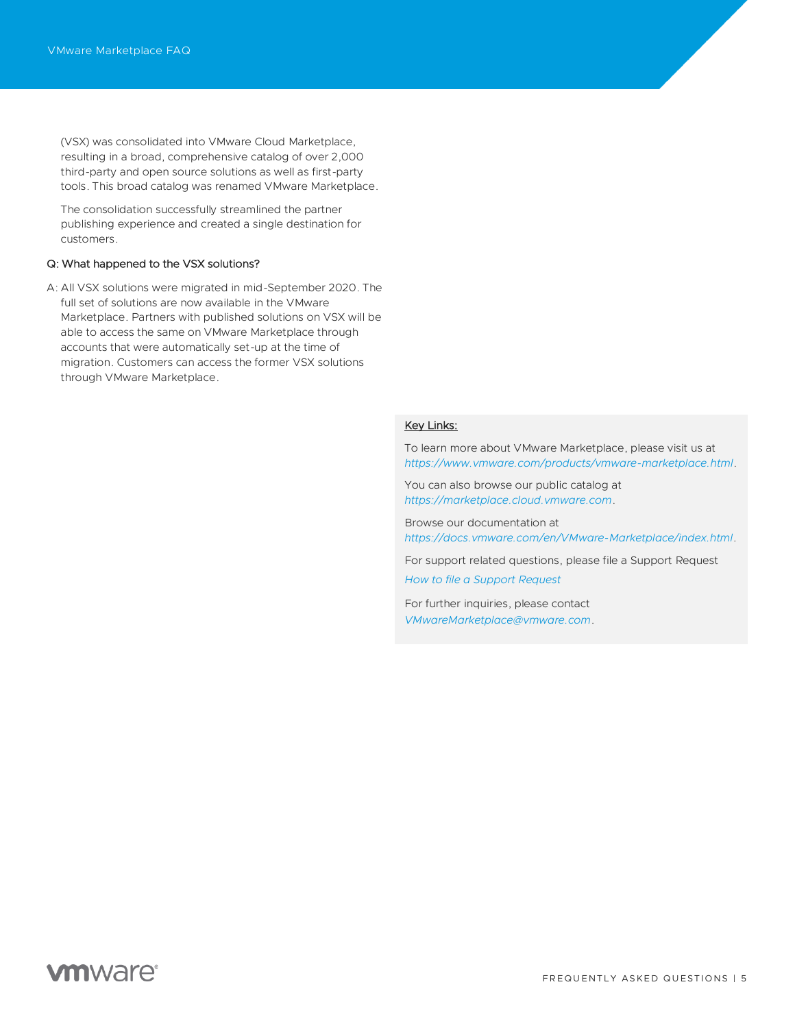(VSX) was consolidated into VMware Cloud Marketplace, resulting in a broad, comprehensive catalog of over 2,000 third-party and open source solutions as well as first-party tools. This broad catalog was renamed VMware Marketplace.

The consolidation successfully streamlined the partner publishing experience and created a single destination for customers.

**Q: What happened to the VSX solutions?**

A: All VSX solutions were migrated in mid-September 2020. The full set of solutions are now available in the VMware Marketplace. Partners with published solutions on VSX will be able to access the same on VMware Marketplace through accounts that were automatically set-up at the time of migration. Customers can access the former VSX solutions through VMware Marketplace.

**Key Links:**

To learn more about VMware Marketplace, please visit us at *https://www.vmware.com/products/vmware-marketplace.html*.

You can also browse our public catalog at *https://marketplace.cloud.vmware.com*.

Browse our documentation at *https://docs.vmware.com/en/VMware-Marketplace/index.html*.

For support related questions, please file a Support Request

*How to file a Support Request*

For further inquiries, please contact *VMwareMarketplace@vmware.com*.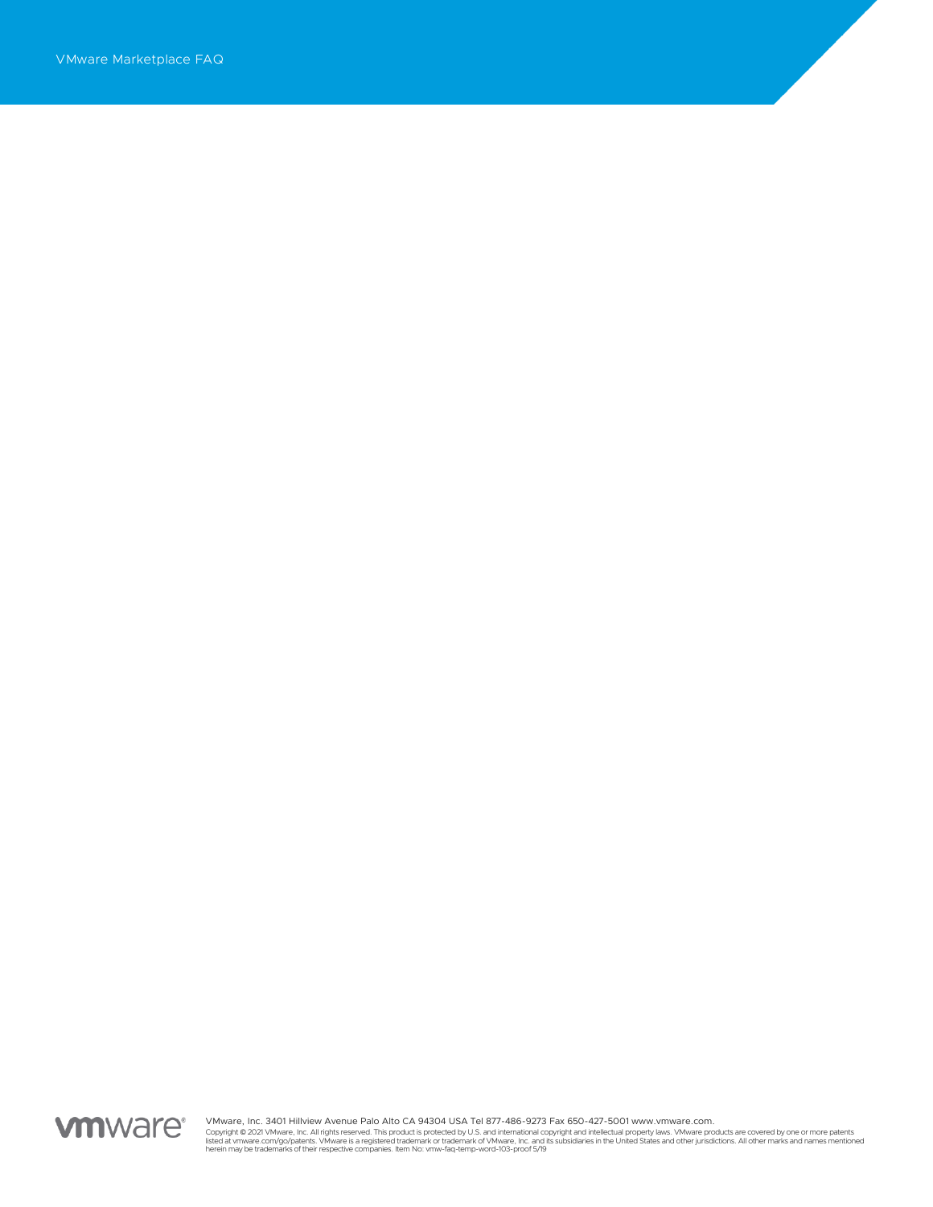VMware, Inc. 3401 Hillview Avenue Palo Alto CA 94304 USA Tel 877-486-9273 Fax 650-427-5001 www.vmware.com.
Copyright © 2021 VMware, Inc. All rights reserved. This product is protected by U.S. and international copyright and intellectual property laws. VMware products are covered by one or more patents listed at vmware.com/go/patents. VMware is a registered trademark or trademark of VMware, Inc. and its subsidiaries in the United States and other jurisdictions. All other marks and names mentioned herein may be trademarks of their respective companies. Item No: vmw-faq-temp-word-103-proof 5/19